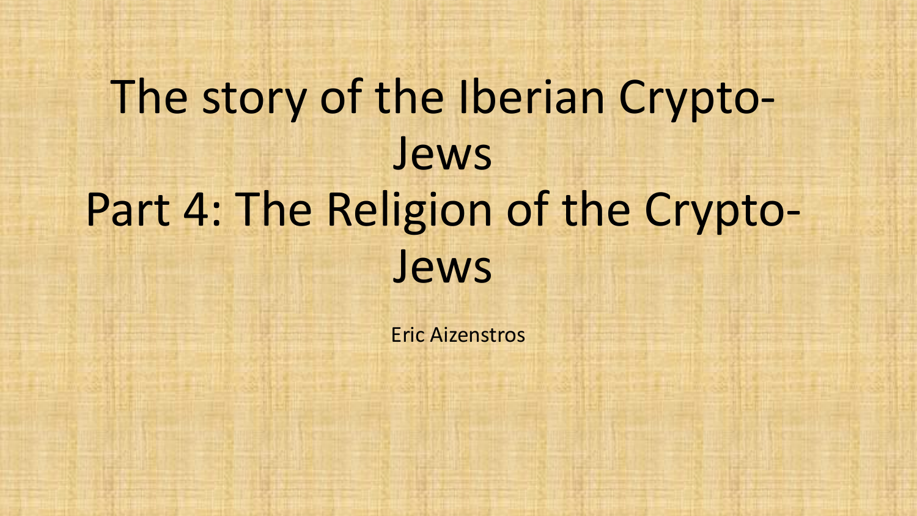# The story of the Iberian Crypto-Jews
# Part 4: The Religion of the Crypto-Jews

Eric Aizenstros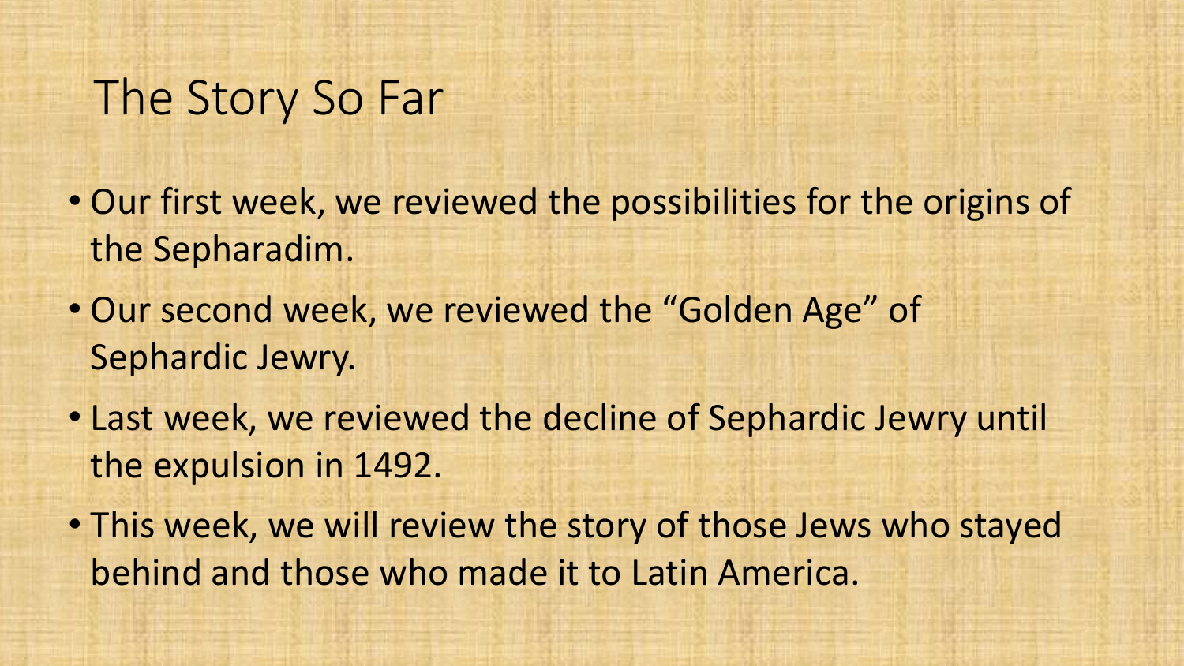# The Story So Far

- Our first week, we reviewed the possibilities for the origins of the Sepharadim.
- Our second week, we reviewed the “Golden Age” of Sephardic Jewry.
- Last week, we reviewed the decline of Sephardic Jewry until the expulsion in 1492.
- This week, we will review the story of those Jews who stayed behind and those who made it to Latin America.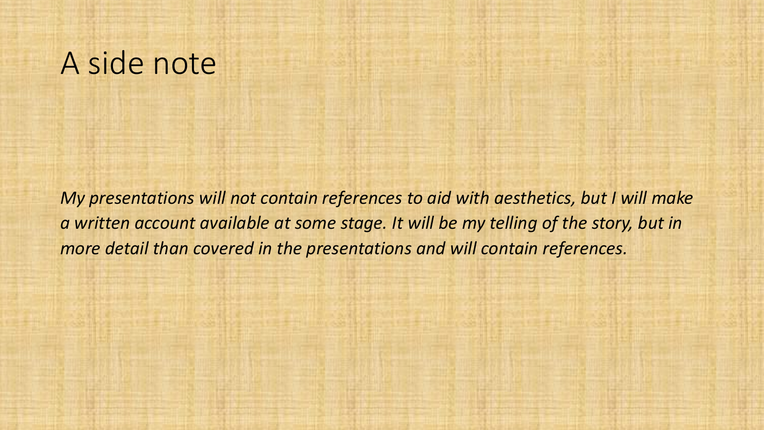# A side note

*My presentations will not contain references to aid with aesthetics, but I will make a written account available at some stage. It will be my telling of the story, but in more detail than covered in the presentations and will contain references.*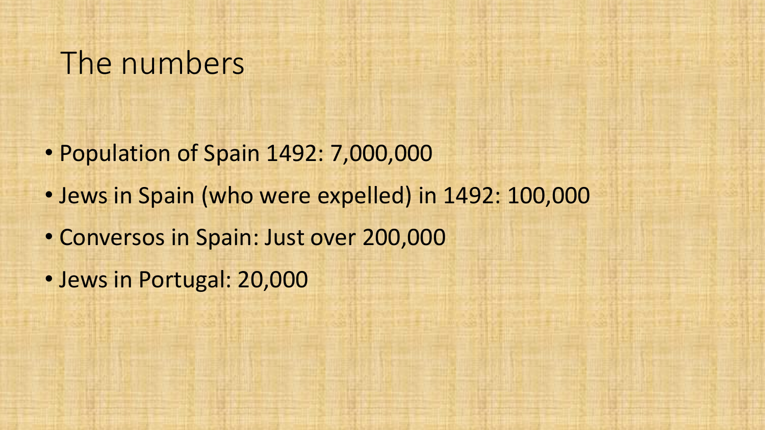# The numbers

- Population of Spain 1492: 7,000,000
- Jews in Spain (who were expelled) in 1492: 100,000
- Conversos in Spain: Just over 200,000
- Jews in Portugal: 20,000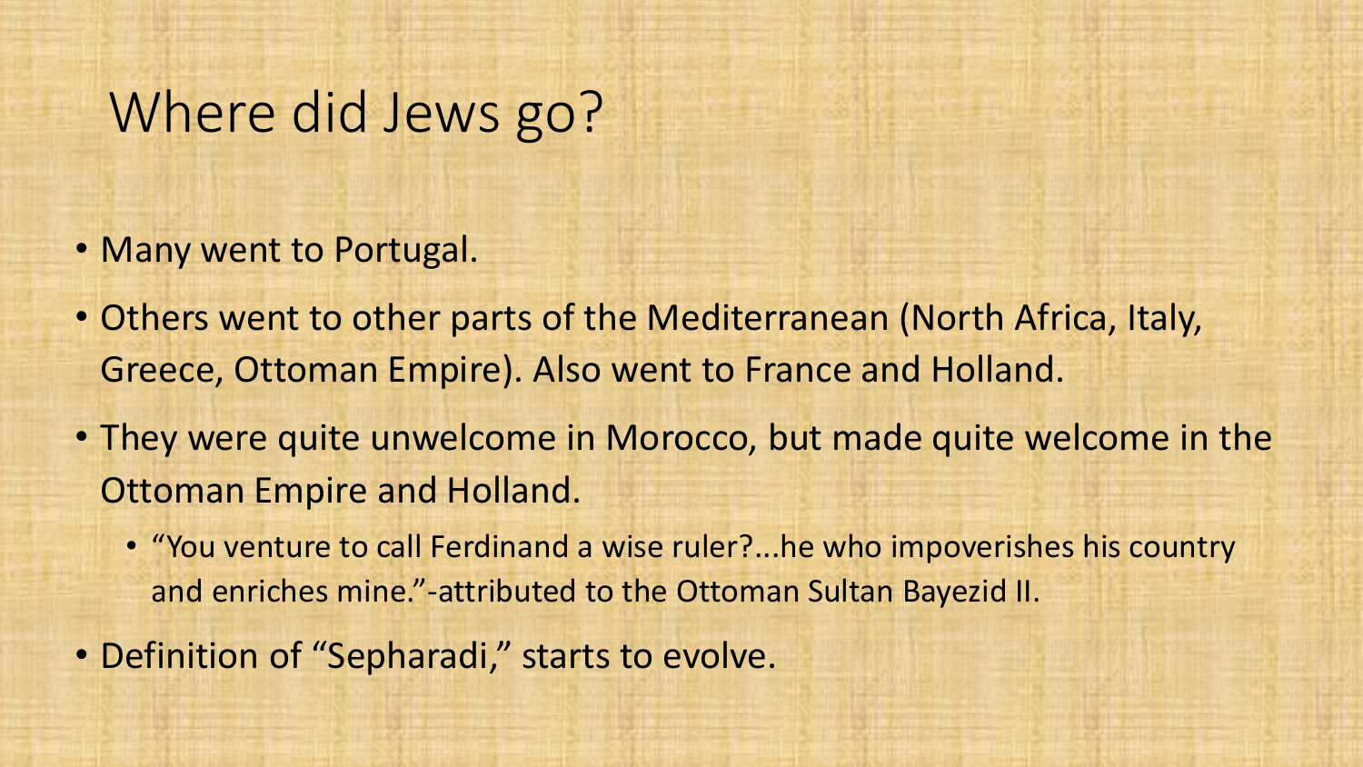# Where did Jews go?

- Many went to Portugal.
- Others went to other parts of the Mediterranean (North Africa, Italy, Greece, Ottoman Empire). Also went to France and Holland.
- They were quite unwelcome in Morocco, but made quite welcome in the Ottoman Empire and Holland.
  - "You venture to call Ferdinand a wise ruler?...he who impoverishes his country and enriches mine."-attributed to the Ottoman Sultan Bayezid II.
- Definition of "Sepharadi," starts to evolve.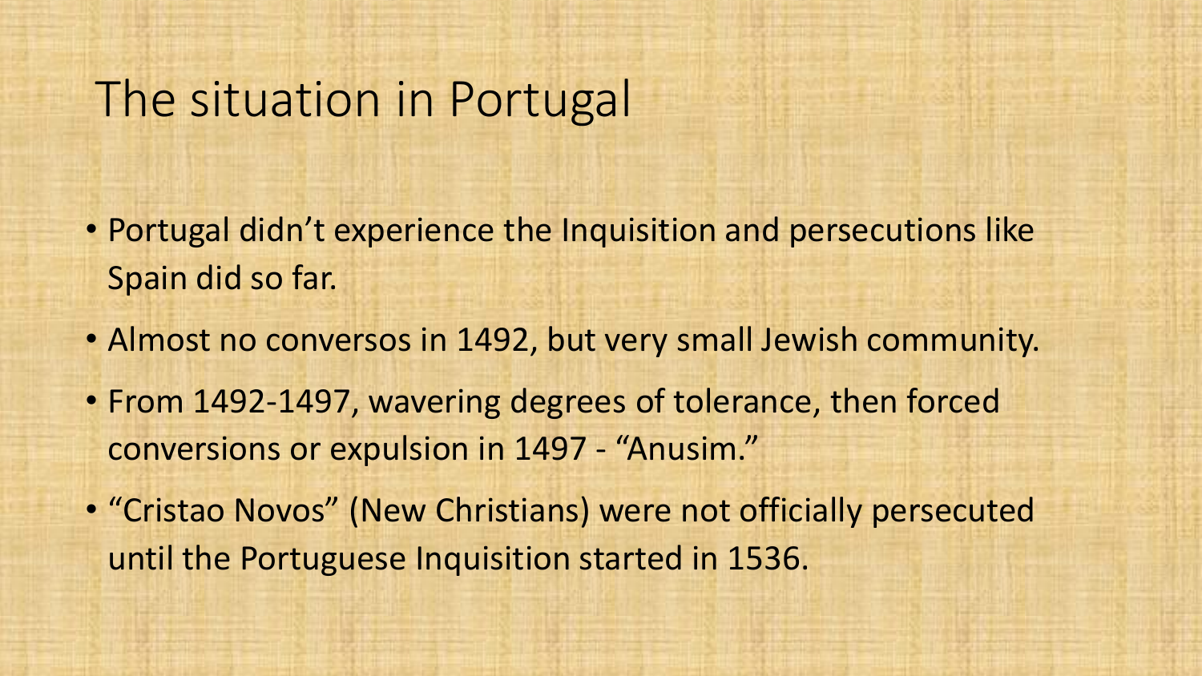# The situation in Portugal

- Portugal didn't experience the Inquisition and persecutions like Spain did so far.
- Almost no conversos in 1492, but very small Jewish community.
- From 1492-1497, wavering degrees of tolerance, then forced conversions or expulsion in 1497 - "Anusim."
- "Cristao Novos" (New Christians) were not officially persecuted until the Portuguese Inquisition started in 1536.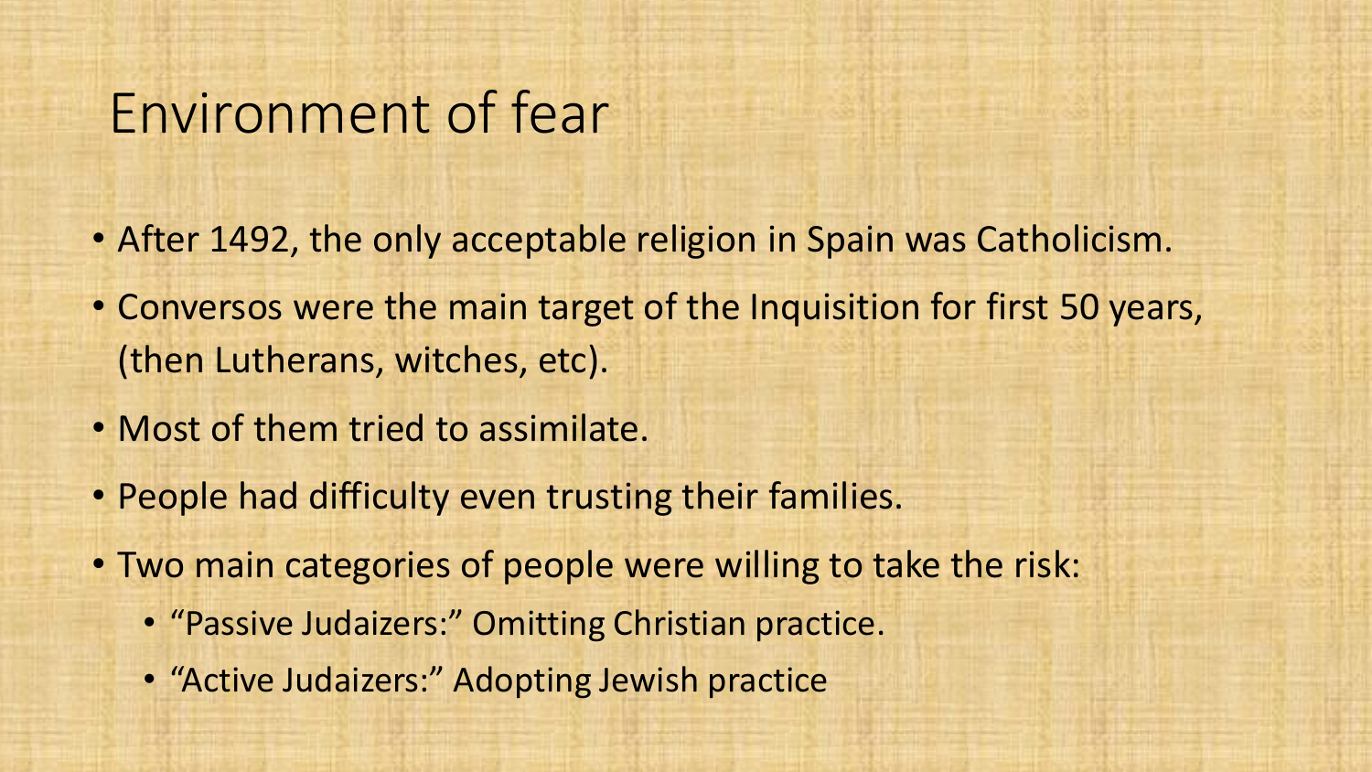# Environment of fear

- After 1492, the only acceptable religion in Spain was Catholicism.
- Conversos were the main target of the Inquisition for first 50 years, (then Lutherans, witches, etc).
- Most of them tried to assimilate.
- People had difficulty even trusting their families.
- Two main categories of people were willing to take the risk:
  - "Passive Judaizers:" Omitting Christian practice.
  - "Active Judaizers:" Adopting Jewish practice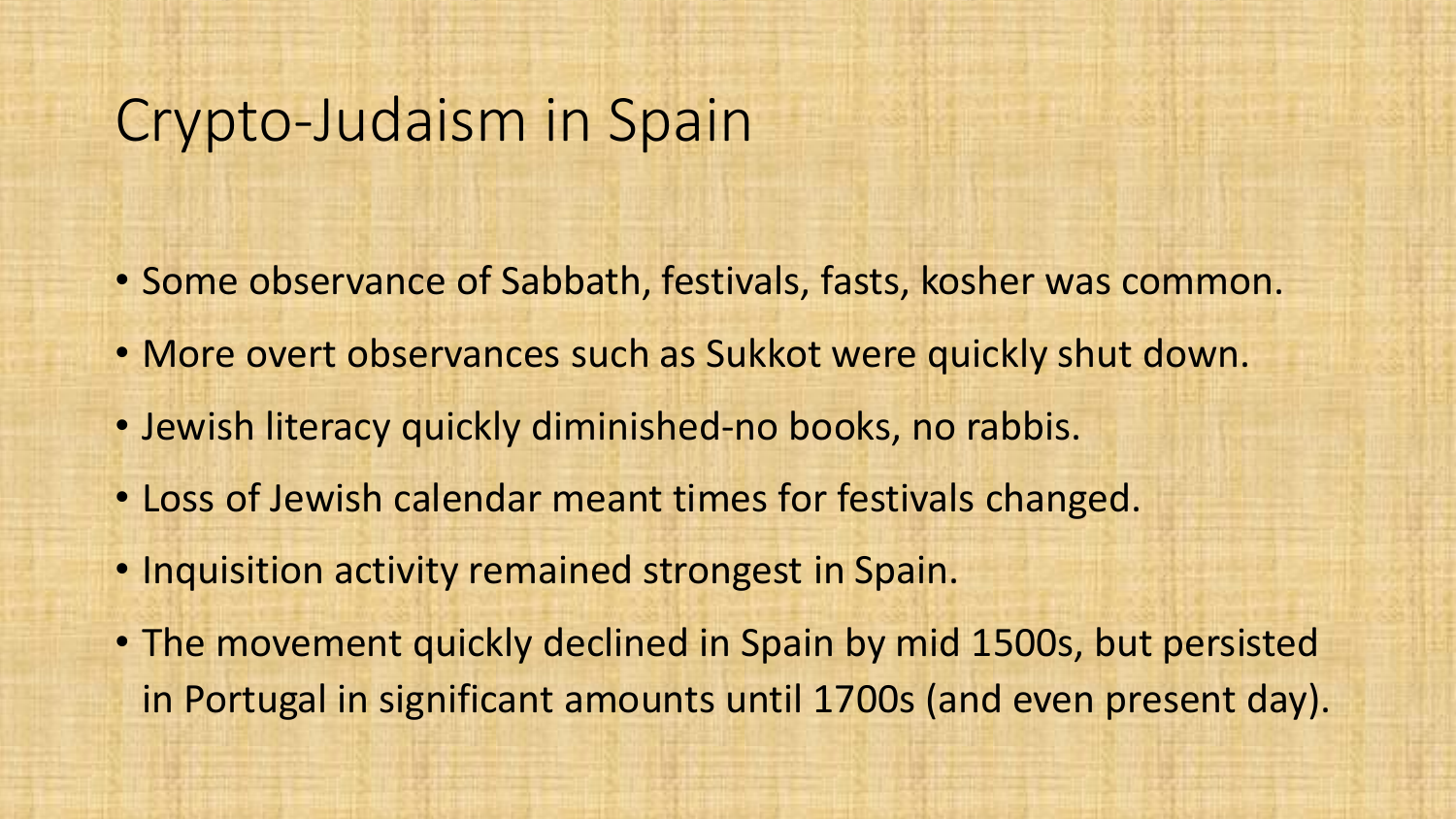# Crypto-Judaism in Spain

- Some observance of Sabbath, festivals, fasts, kosher was common.
- More overt observances such as Sukkot were quickly shut down.
- Jewish literacy quickly diminished-no books, no rabbis.
- Loss of Jewish calendar meant times for festivals changed.
- Inquisition activity remained strongest in Spain.
- The movement quickly declined in Spain by mid 1500s, but persisted in Portugal in significant amounts until 1700s (and even present day).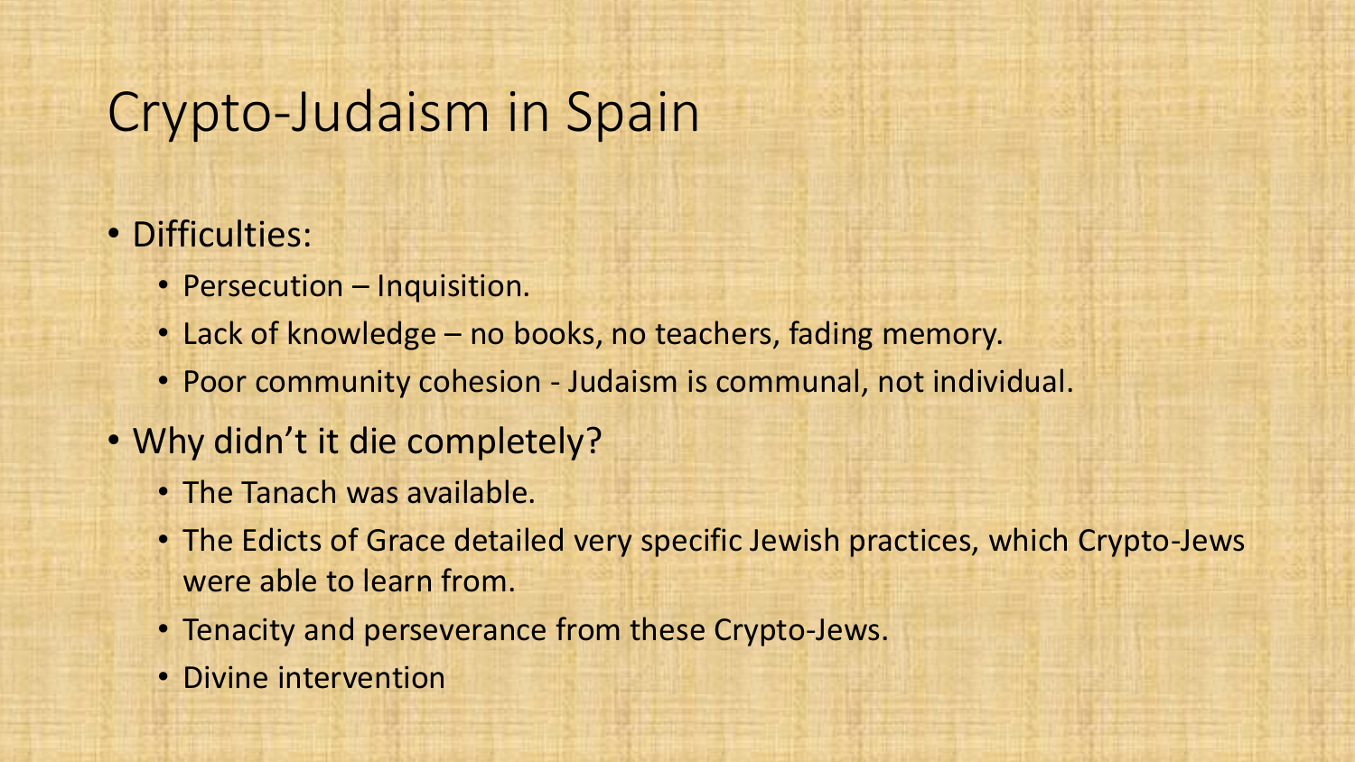# Crypto-Judaism in Spain

- Difficulties:
  - Persecution – Inquisition.
  - Lack of knowledge – no books, no teachers, fading memory.
  - Poor community cohesion - Judaism is communal, not individual.
- Why didn't it die completely?
  - The Tanach was available.
  - The Edicts of Grace detailed very specific Jewish practices, which Crypto-Jews were able to learn from.
  - Tenacity and perseverance from these Crypto-Jews.
  - Divine intervention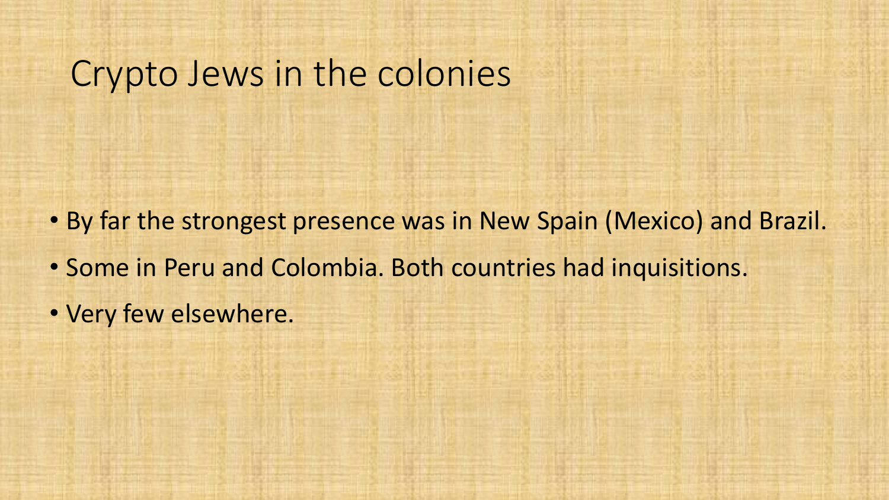# Crypto Jews in the colonies

- By far the strongest presence was in New Spain (Mexico) and Brazil.
- Some in Peru and Colombia. Both countries had inquisitions.
- Very few elsewhere.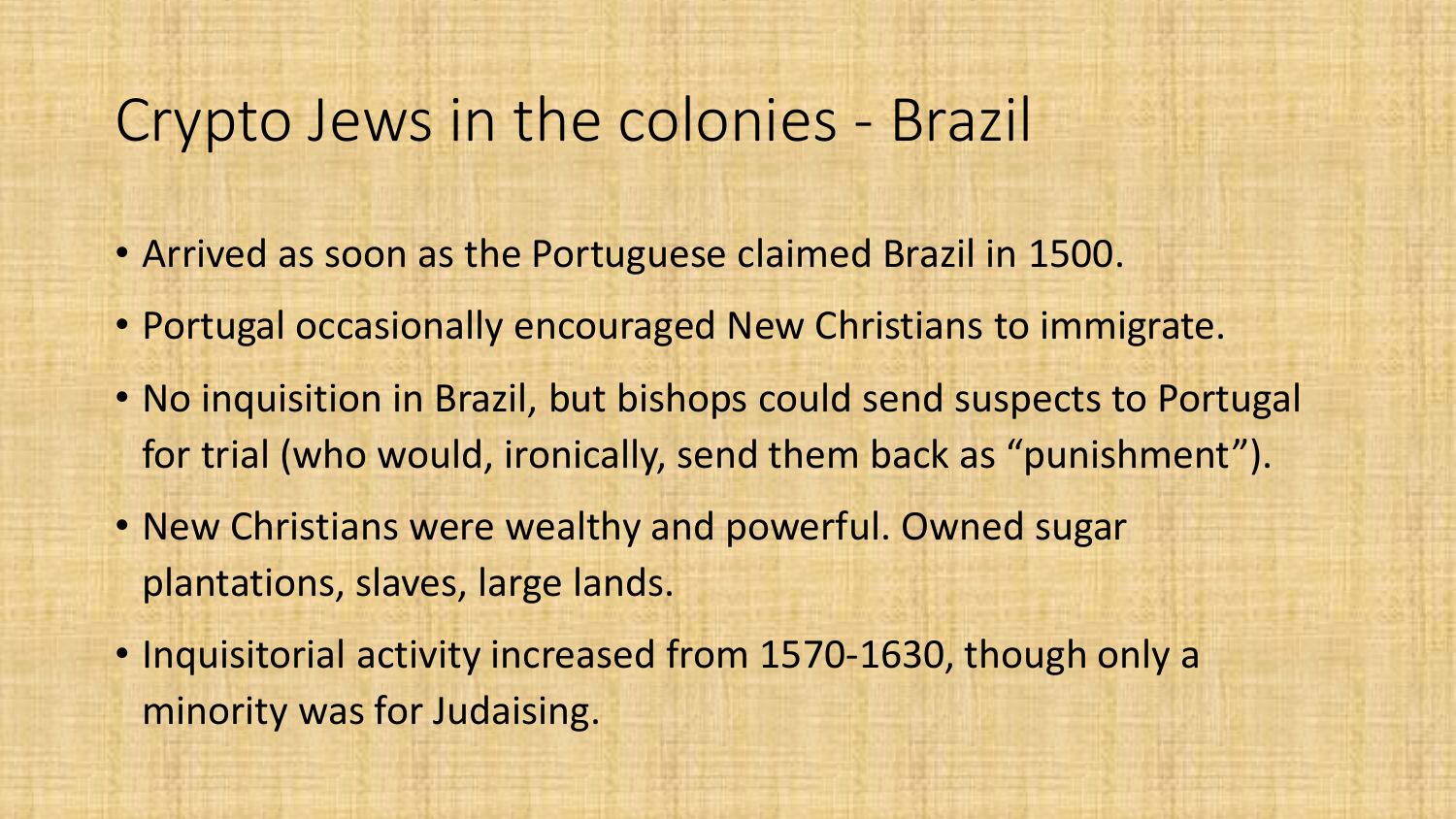# Crypto Jews in the colonies - Brazil

- Arrived as soon as the Portuguese claimed Brazil in 1500.
- Portugal occasionally encouraged New Christians to immigrate.
- No inquisition in Brazil, but bishops could send suspects to Portugal for trial (who would, ironically, send them back as "punishment").
- New Christians were wealthy and powerful. Owned sugar plantations, slaves, large lands.
- Inquisitorial activity increased from 1570-1630, though only a minority was for Judaising.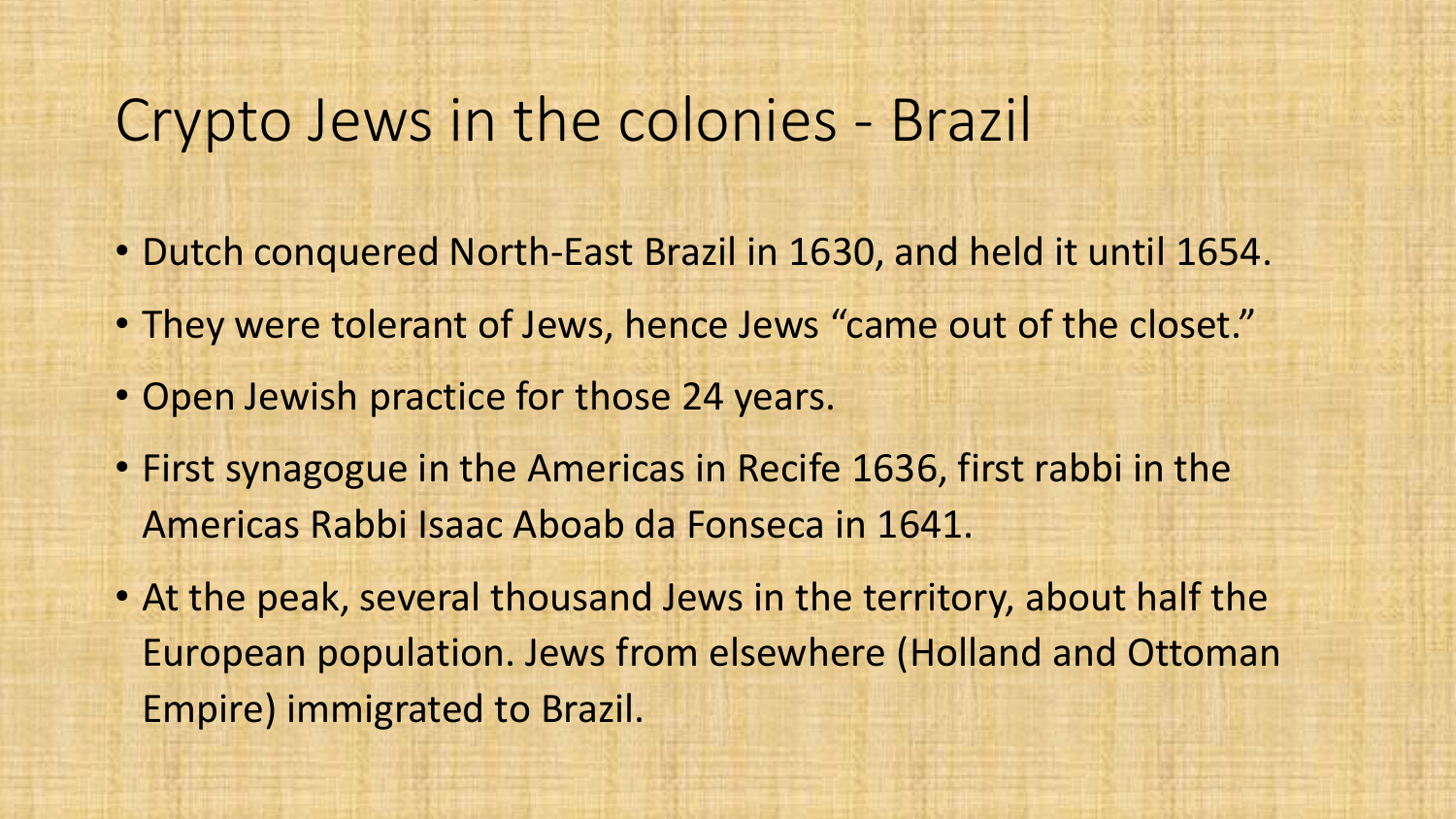# Crypto Jews in the colonies - Brazil

- Dutch conquered North-East Brazil in 1630, and held it until 1654.
- They were tolerant of Jews, hence Jews "came out of the closet."
- Open Jewish practice for those 24 years.
- First synagogue in the Americas in Recife 1636, first rabbi in the Americas Rabbi Isaac Aboab da Fonseca in 1641.
- At the peak, several thousand Jews in the territory, about half the European population. Jews from elsewhere (Holland and Ottoman Empire) immigrated to Brazil.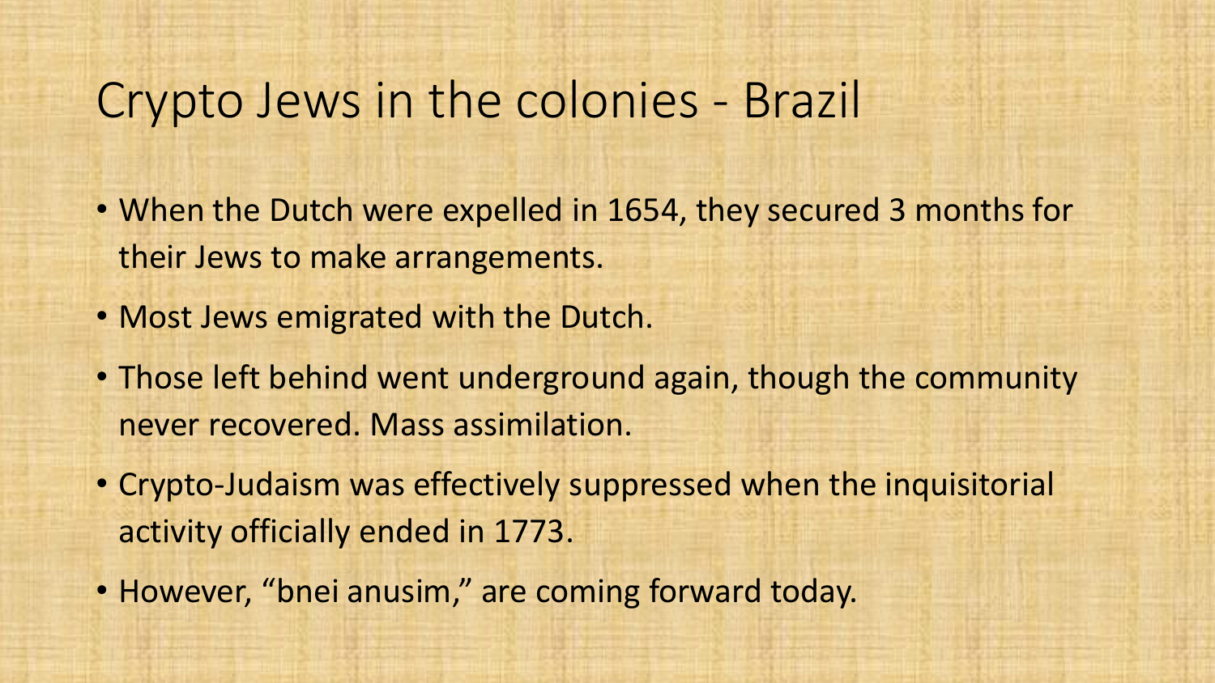# Crypto Jews in the colonies - Brazil

- When the Dutch were expelled in 1654, they secured 3 months for their Jews to make arrangements.
- Most Jews emigrated with the Dutch.
- Those left behind went underground again, though the community never recovered. Mass assimilation.
- Crypto-Judaism was effectively suppressed when the inquisitorial activity officially ended in 1773.
- However, “bnei anusim,” are coming forward today.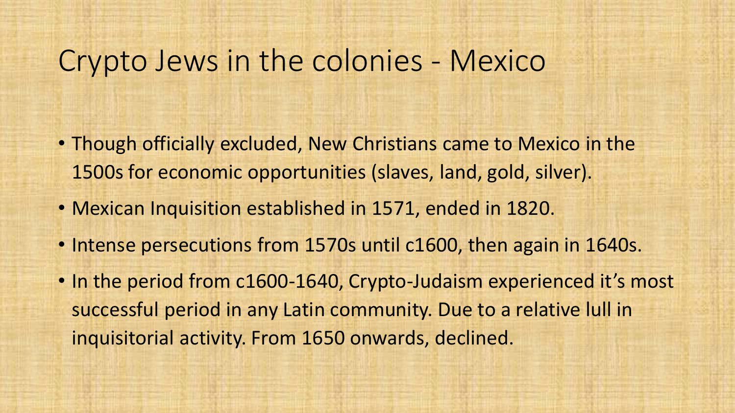# Crypto Jews in the colonies - Mexico

- Though officially excluded, New Christians came to Mexico in the 1500s for economic opportunities (slaves, land, gold, silver).
- Mexican Inquisition established in 1571, ended in 1820.
- Intense persecutions from 1570s until c1600, then again in 1640s.
- In the period from c1600-1640, Crypto-Judaism experienced it's most successful period in any Latin community. Due to a relative lull in inquisitorial activity. From 1650 onwards, declined.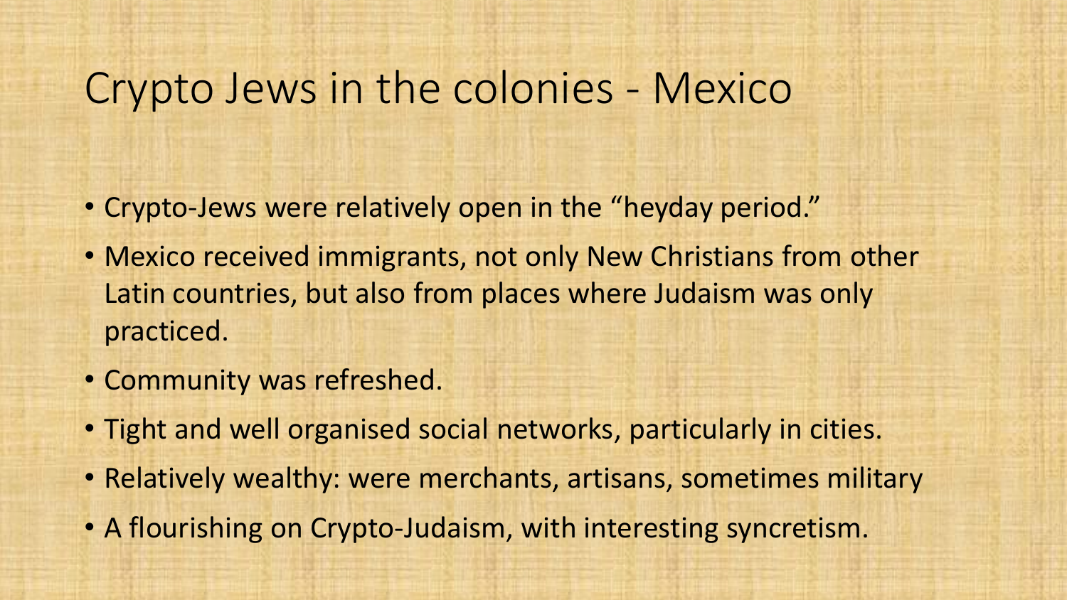# Crypto Jews in the colonies - Mexico

- Crypto-Jews were relatively open in the “heyday period.”
- Mexico received immigrants, not only New Christians from other Latin countries, but also from places where Judaism was only practiced.
- Community was refreshed.
- Tight and well organised social networks, particularly in cities.
- Relatively wealthy: were merchants, artisans, sometimes military
- A flourishing on Crypto-Judaism, with interesting syncretism.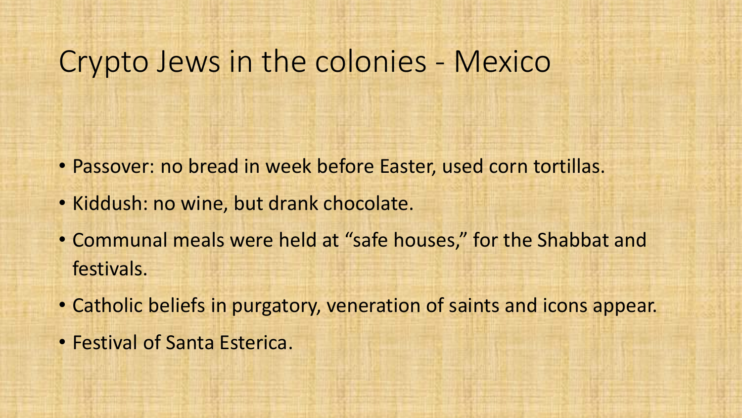# Crypto Jews in the colonies - Mexico

- Passover: no bread in week before Easter, used corn tortillas.
- Kiddush: no wine, but drank chocolate.
- Communal meals were held at "safe houses," for the Shabbat and festivals.
- Catholic beliefs in purgatory, veneration of saints and icons appear.
- Festival of Santa Esterica.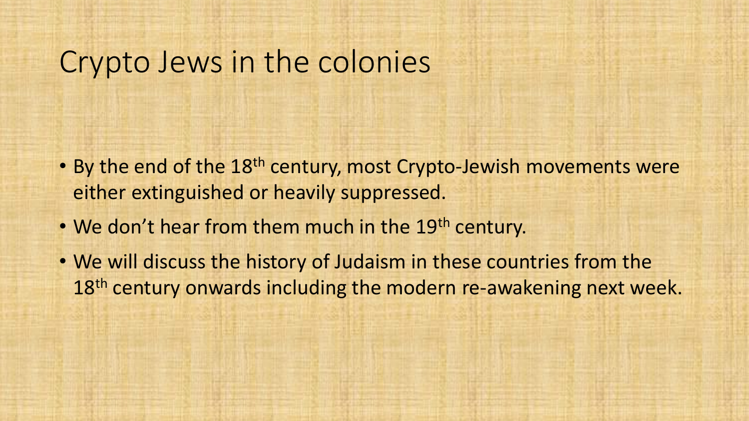# Crypto Jews in the colonies

- By the end of the 18th century, most Crypto-Jewish movements were either extinguished or heavily suppressed.
- We don't hear from them much in the 19th century.
- We will discuss the history of Judaism in these countries from the 18th century onwards including the modern re-awakening next week.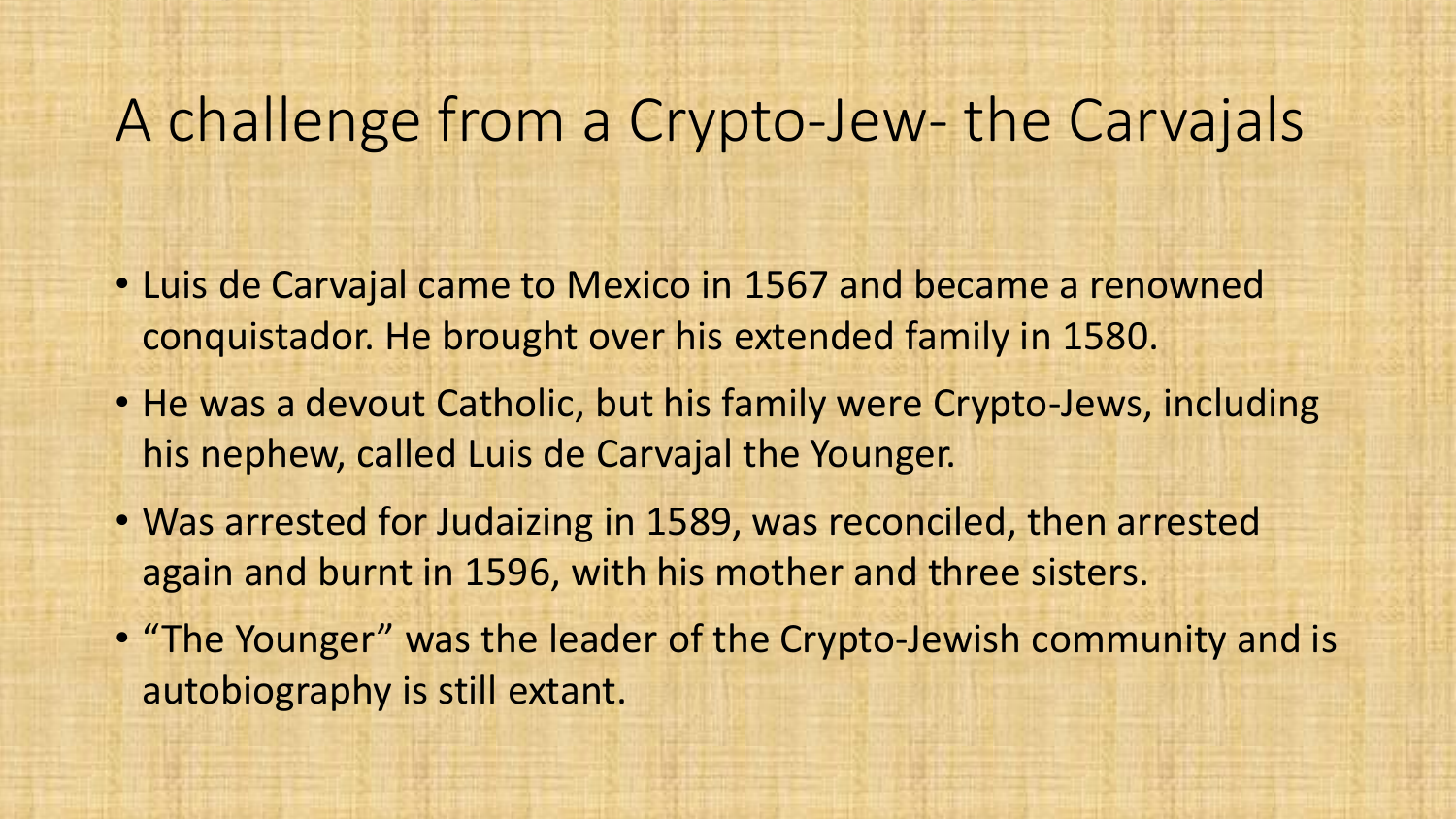# A challenge from a Crypto-Jew- the Carvajals

- Luis de Carvajal came to Mexico in 1567 and became a renowned conquistador. He brought over his extended family in 1580.
- He was a devout Catholic, but his family were Crypto-Jews, including his nephew, called Luis de Carvajal the Younger.
- Was arrested for Judaizing in 1589, was reconciled, then arrested again and burnt in 1596, with his mother and three sisters.
- "The Younger" was the leader of the Crypto-Jewish community and is autobiography is still extant.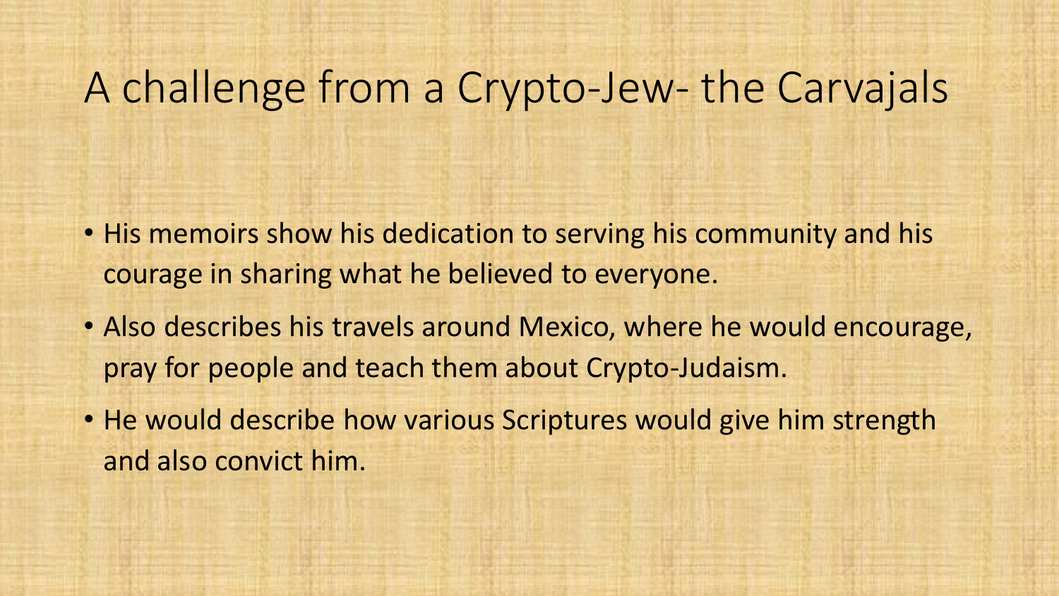# A challenge from a Crypto-Jew- the Carvajals

- His memoirs show his dedication to serving his community and his courage in sharing what he believed to everyone.
- Also describes his travels around Mexico, where he would encourage, pray for people and teach them about Crypto-Judaism.
- He would describe how various Scriptures would give him strength and also convict him.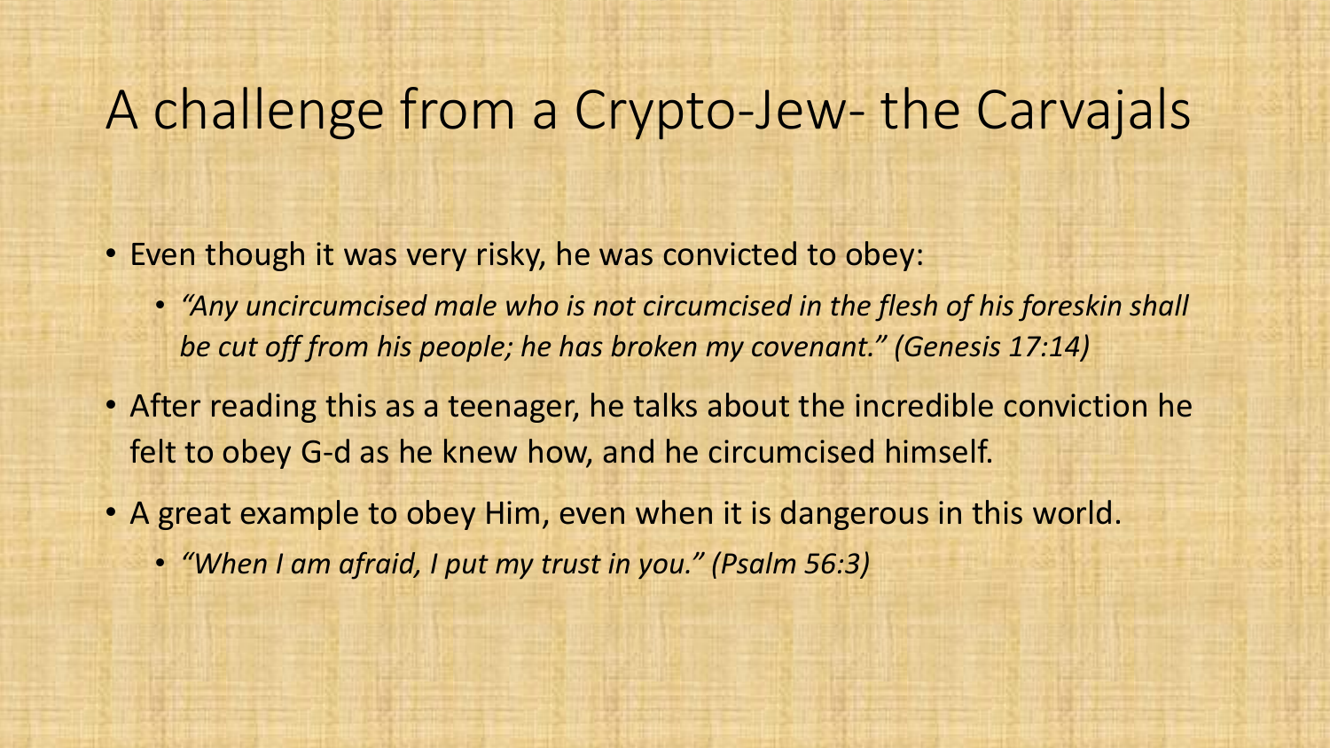# A challenge from a Crypto-Jew- the Carvajals

- Even though it was very risky, he was convicted to obey:
  - *"Any uncircumcised male who is not circumcised in the flesh of his foreskin shall be cut off from his people; he has broken my covenant." (Genesis 17:14)*
- After reading this as a teenager, he talks about the incredible conviction he felt to obey G-d as he knew how, and he circumcised himself.
- A great example to obey Him, even when it is dangerous in this world.
  - *"When I am afraid, I put my trust in you." (Psalm 56:3)*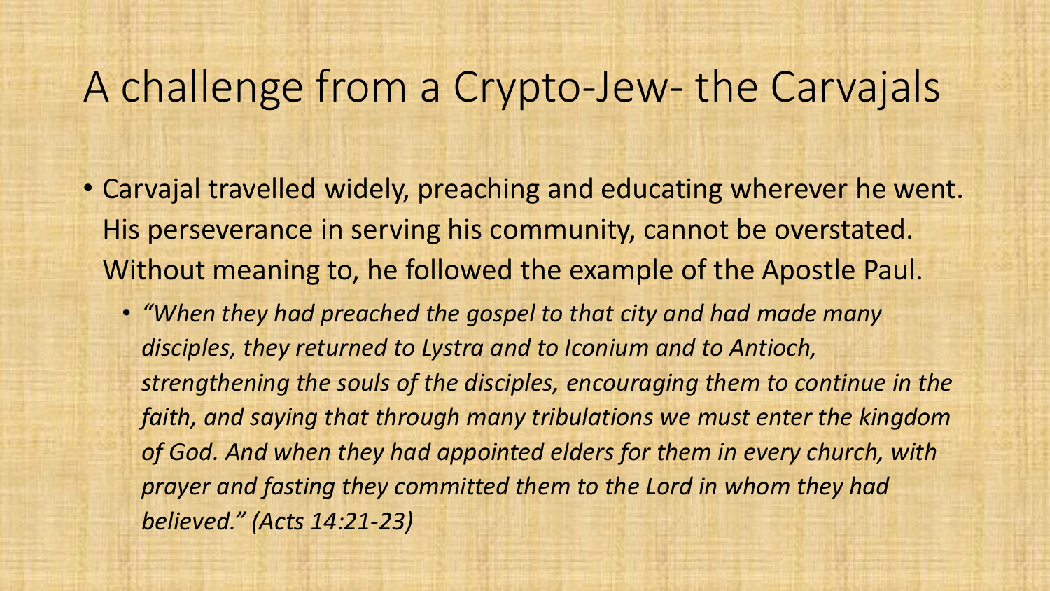# A challenge from a Crypto-Jew- the Carvajals

- Carvajal travelled widely, preaching and educating wherever he went. His perseverance in serving his community, cannot be overstated. Without meaning to, he followed the example of the Apostle Paul.
  - *"When they had preached the gospel to that city and had made many disciples, they returned to Lystra and to Iconium and to Antioch, strengthening the souls of the disciples, encouraging them to continue in the faith, and saying that through many tribulations we must enter the kingdom of God. And when they had appointed elders for them in every church, with prayer and fasting they committed them to the Lord in whom they had believed." (Acts 14:21-23)*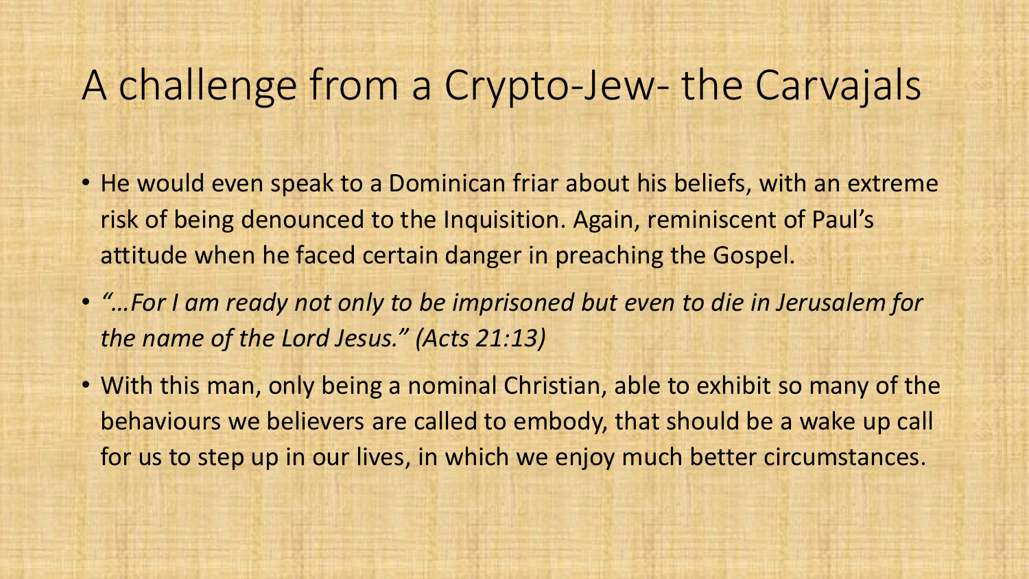# A challenge from a Crypto-Jew- the Carvajals

- He would even speak to a Dominican friar about his beliefs, with an extreme risk of being denounced to the Inquisition. Again, reminiscent of Paul's attitude when he faced certain danger in preaching the Gospel.
- *"…For I am ready not only to be imprisoned but even to die in Jerusalem for the name of the Lord Jesus." (Acts 21:13)*
- With this man, only being a nominal Christian, able to exhibit so many of the behaviours we believers are called to embody, that should be a wake up call for us to step up in our lives, in which we enjoy much better circumstances.